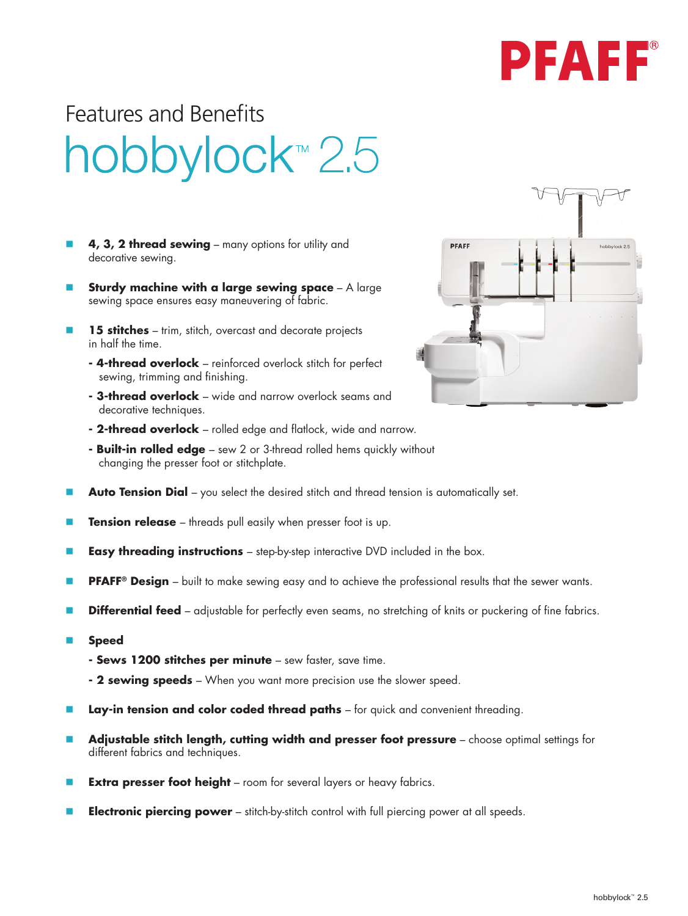PFAFF®

# Features and Benefits

# hobbylock™ 2.5

- **4, 3, 2 thread sewing** – many options for utility and decorative sewing.
- **Sturdy machine with a large sewing space** – A large sewing space ensures easy maneuvering of fabric.
- **15 stitches** – trim, stitch, overcast and decorate projects in half the time.
  - **4-thread overlock** – reinforced overlock stitch for perfect sewing, trimming and finishing.
  - **3-thread overlock** – wide and narrow overlock seams and decorative techniques.
  - **2-thread overlock** – rolled edge and flatlock, wide and narrow.
  - **Built-in rolled edge** – sew 2 or 3-thread rolled hems quickly without changing the presser foot or stitchplate.
- **Auto Tension Dial** – you select the desired stitch and thread tension is automatically set.
- **Tension release** – threads pull easily when presser foot is up.
- **Easy threading instructions** – step-by-step interactive DVD included in the box.
- **PFAFF® Design** – built to make sewing easy and to achieve the professional results that the sewer wants.
- **Differential feed** – adjustable for perfectly even seams, no stretching of knits or puckering of fine fabrics.
- **Speed**
  - **Sews 1200 stitches per minute** – sew faster, save time.
  - **2 sewing speeds** – When you want more precision use the slower speed.
- **Lay-in tension and color coded thread paths** – for quick and convenient threading.
- **Adjustable stitch length, cutting width and presser foot pressure** – choose optimal settings for different fabrics and techniques.
- **Extra presser foot height** – room for several layers or heavy fabrics.
- **Electronic piercing power** – stitch-by-stitch control with full piercing power at all speeds.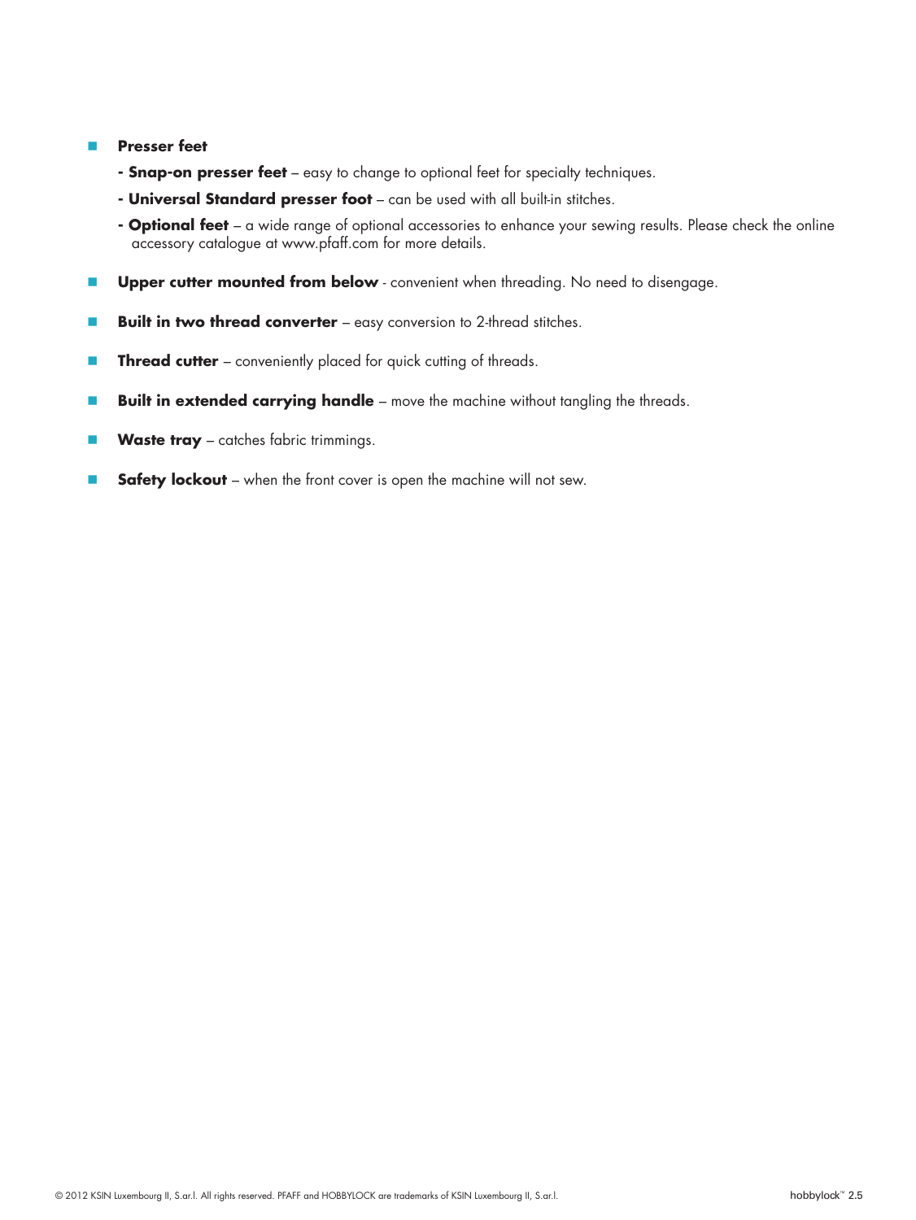- **Presser feet**
  - **Snap-on presser feet** – easy to change to optional feet for specialty techniques.
  - **Universal Standard presser foot** – can be used with all built-in stitches.
  - **Optional feet** – a wide range of optional accessories to enhance your sewing results. Please check the online accessory catalogue at www.pfaff.com for more details.
- **Upper cutter mounted from below** - convenient when threading. No need to disengage.
- **Built in two thread converter** – easy conversion to 2-thread stitches.
- **Thread cutter** – conveniently placed for quick cutting of threads.
- **Built in extended carrying handle** – move the machine without tangling the threads.
- **Waste tray** – catches fabric trimmings.
- **Safety lockout** – when the front cover is open the machine will not sew.

© 2012 KSIN Luxembourg II, S.ar.l. All rights reserved. PFAFF and HOBBYLOCK are trademarks of KSIN Luxembourg II, S.ar.l.